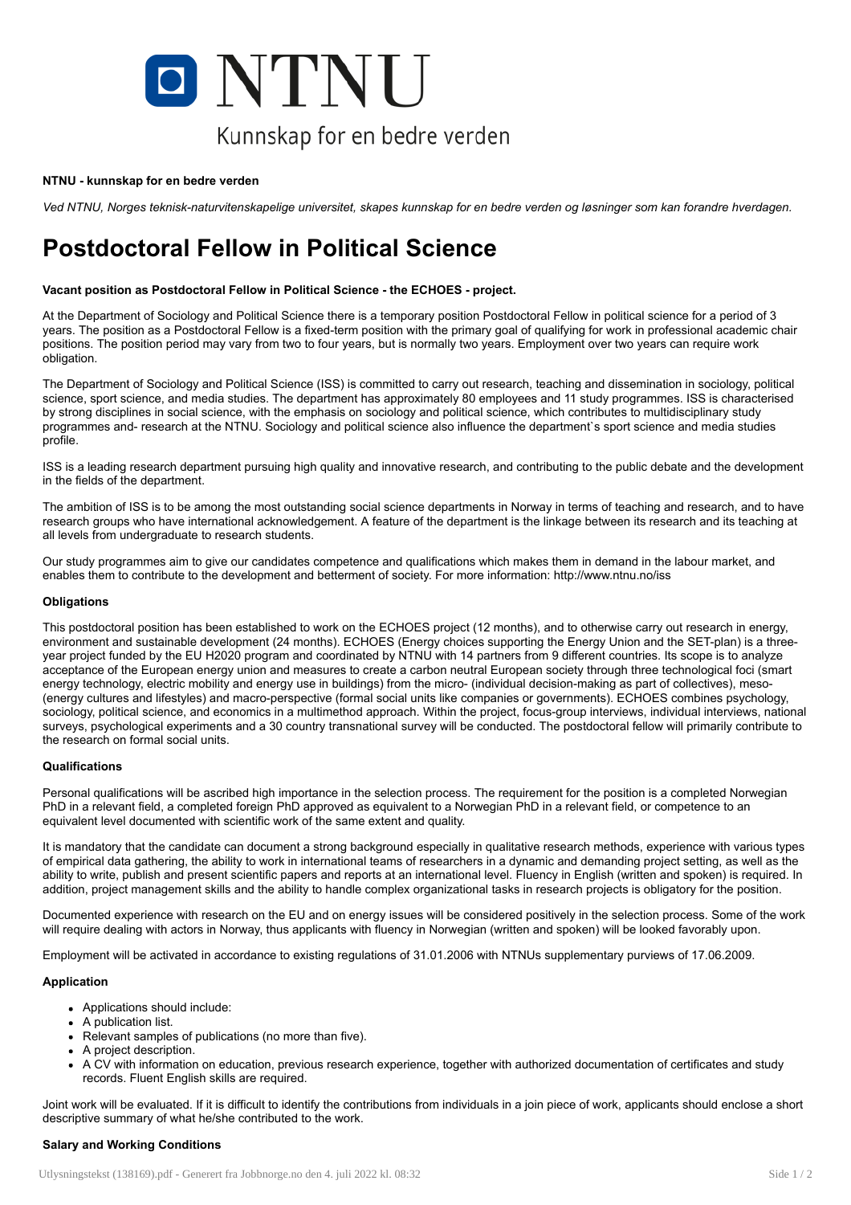**NTNU - kunnskap for en bedre verden**

*Ved NTNU, Norges teknisk-naturvitenskapelige universitet, skapes kunnskap for en bedre verden og løsninger som kan forandre hverdagen.*

# Postdoctoral Fellow in Political Science

**Vacant position as Postdoctoral Fellow in Political Science - the ECHOES - project.**

At the Department of Sociology and Political Science there is a temporary position Postdoctoral Fellow in political science for a period of 3 years. The position as a Postdoctoral Fellow is a fixed-term position with the primary goal of qualifying for work in professional academic chair positions. The position period may vary from two to four years, but is normally two years. Employment over two years can require work obligation.

The Department of Sociology and Political Science (ISS) is committed to carry out research, teaching and dissemination in sociology, political science, sport science, and media studies. The department has approximately 80 employees and 11 study programmes. ISS is characterised by strong disciplines in social science, with the emphasis on sociology and political science, which contributes to multidisciplinary study programmes and- research at the NTNU. Sociology and political science also influence the department`s sport science and media studies profile.

ISS is a leading research department pursuing high quality and innovative research, and contributing to the public debate and the development in the fields of the department.

The ambition of ISS is to be among the most outstanding social science departments in Norway in terms of teaching and research, and to have research groups who have international acknowledgement. A feature of the department is the linkage between its research and its teaching at all levels from undergraduate to research students.

Our study programmes aim to give our candidates competence and qualifications which makes them in demand in the labour market, and enables them to contribute to the development and betterment of society. For more information: http://www.ntnu.no/iss

**Obligations**

This postdoctoral position has been established to work on the ECHOES project (12 months), and to otherwise carry out research in energy, environment and sustainable development (24 months). ECHOES (Energy choices supporting the Energy Union and the SET-plan) is a three-year project funded by the EU H2020 program and coordinated by NTNU with 14 partners from 9 different countries. Its scope is to analyze acceptance of the European energy union and measures to create a carbon neutral European society through three technological foci (smart energy technology, electric mobility and energy use in buildings) from the micro- (individual decision-making as part of collectives), meso- (energy cultures and lifestyles) and macro-perspective (formal social units like companies or governments). ECHOES combines psychology, sociology, political science, and economics in a multimethod approach. Within the project, focus-group interviews, individual interviews, national surveys, psychological experiments and a 30 country transnational survey will be conducted. The postdoctoral fellow will primarily contribute to the research on formal social units.

**Qualifications**

Personal qualifications will be ascribed high importance in the selection process. The requirement for the position is a completed Norwegian PhD in a relevant field, a completed foreign PhD approved as equivalent to a Norwegian PhD in a relevant field, or competence to an equivalent level documented with scientific work of the same extent and quality.

It is mandatory that the candidate can document a strong background especially in qualitative research methods, experience with various types of empirical data gathering, the ability to work in international teams of researchers in a dynamic and demanding project setting, as well as the ability to write, publish and present scientific papers and reports at an international level. Fluency in English (written and spoken) is required. In addition, project management skills and the ability to handle complex organizational tasks in research projects is obligatory for the position.

Documented experience with research on the EU and on energy issues will be considered positively in the selection process. Some of the work will require dealing with actors in Norway, thus applicants with fluency in Norwegian (written and spoken) will be looked favorably upon.

Employment will be activated in accordance to existing regulations of 31.01.2006 with NTNUs supplementary purviews of 17.06.2009.

**Application**

- Applications should include:
- A publication list.
- Relevant samples of publications (no more than five).
- A project description.
- A CV with information on education, previous research experience, together with authorized documentation of certificates and study records. Fluent English skills are required.

Joint work will be evaluated. If it is difficult to identify the contributions from individuals in a join piece of work, applicants should enclose a short descriptive summary of what he/she contributed to the work.

**Salary and Working Conditions**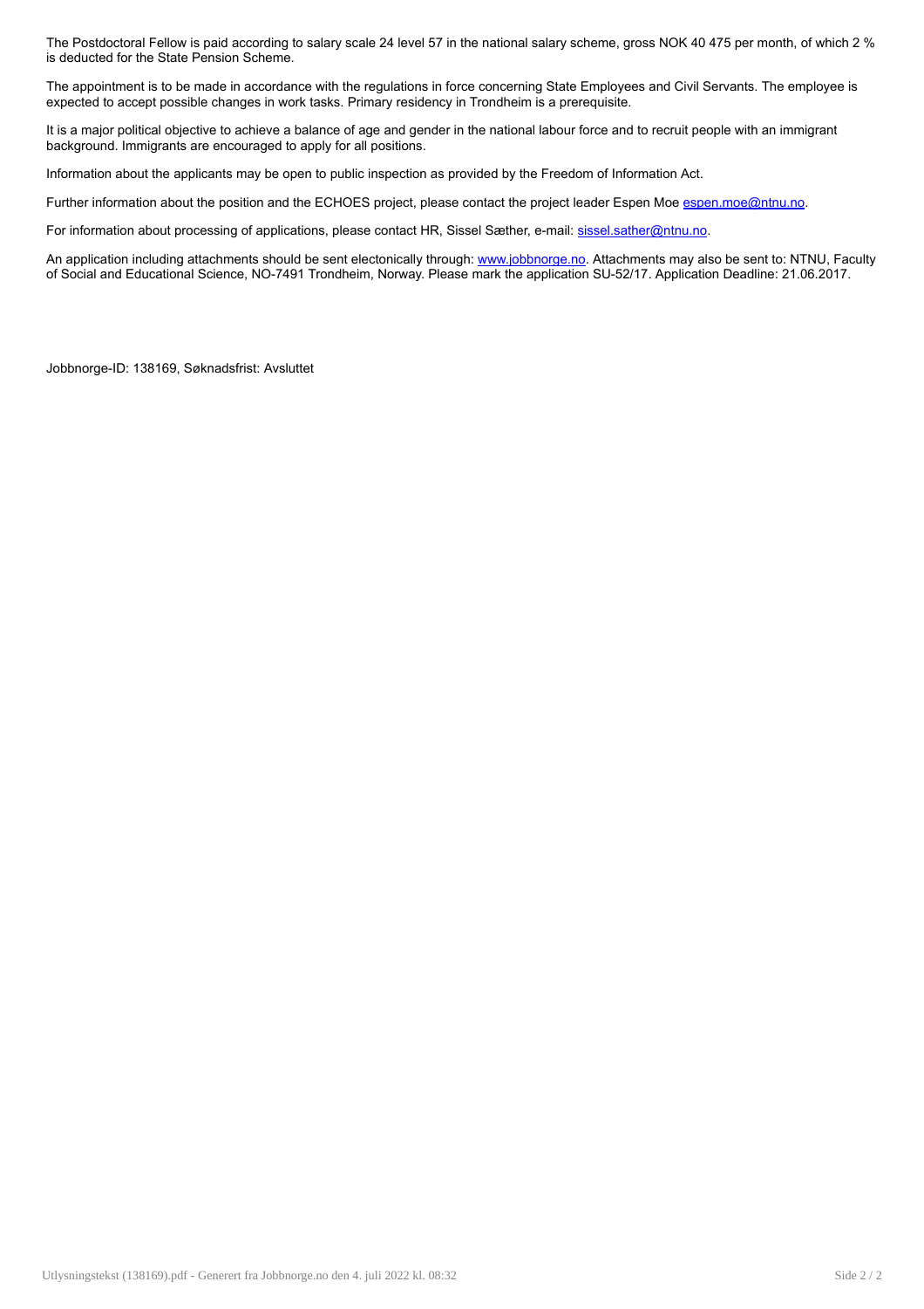The Postdoctoral Fellow is paid according to salary scale 24 level 57 in the national salary scheme, gross NOK 40 475 per month, of which 2 % is deducted for the State Pension Scheme.

The appointment is to be made in accordance with the regulations in force concerning State Employees and Civil Servants. The employee is expected to accept possible changes in work tasks. Primary residency in Trondheim is a prerequisite.

It is a major political objective to achieve a balance of age and gender in the national labour force and to recruit people with an immigrant background. Immigrants are encouraged to apply for all positions.

Information about the applicants may be open to public inspection as provided by the Freedom of Information Act.

Further information about the position and the ECHOES project, please contact the project leader Espen Moe espen.moe@ntnu.no.

For information about processing of applications, please contact HR, Sissel Sæther, e-mail: sissel.sather@ntnu.no.

An application including attachments should be sent electonically through: www.jobbnorge.no. Attachments may also be sent to: NTNU, Faculty of Social and Educational Science, NO-7491 Trondheim, Norway. Please mark the application SU-52/17. Application Deadline: 21.06.2017.

Jobbnorge-ID: 138169, Søknadsfrist: Avsluttet